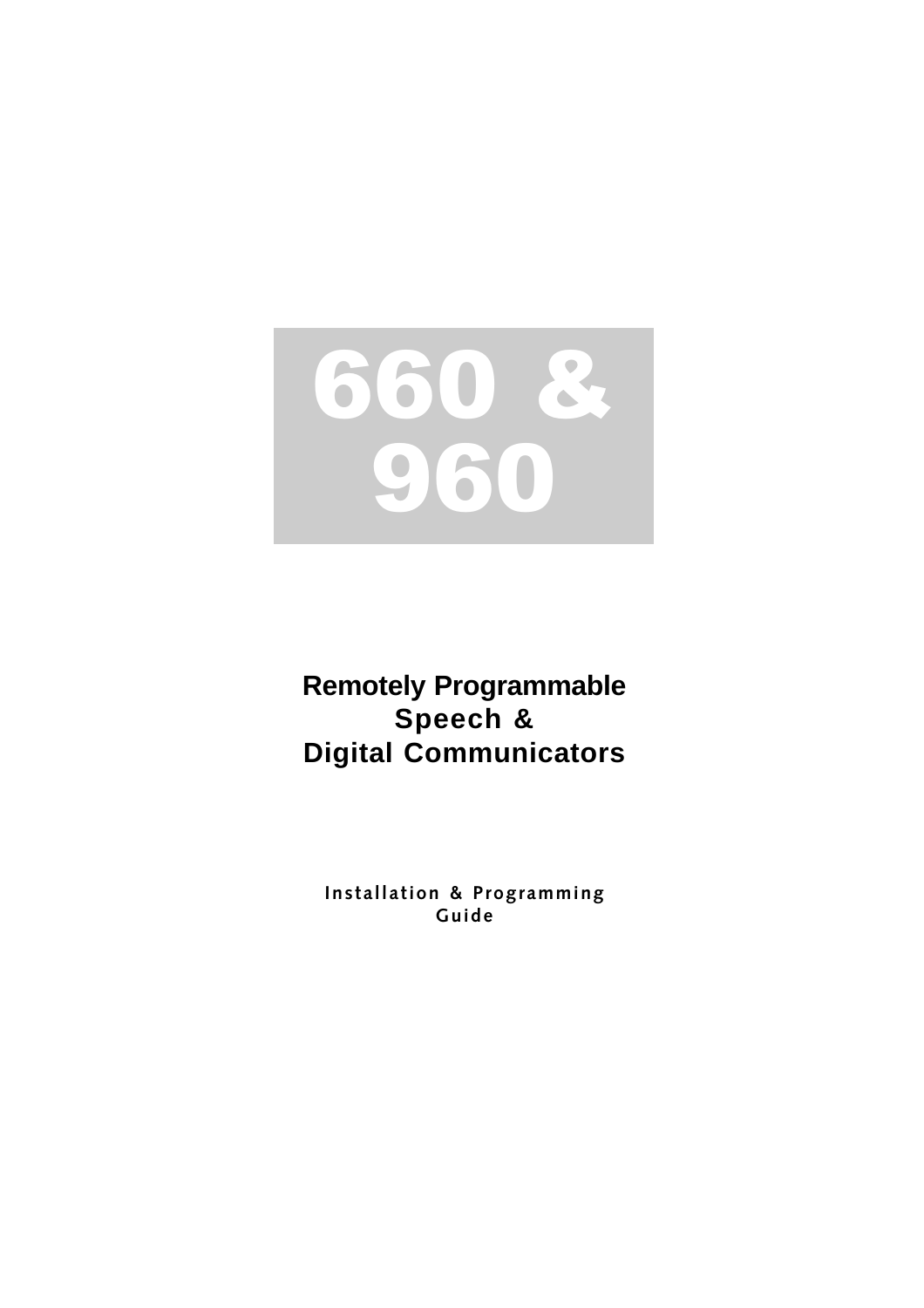# 660 & 960

## Remotely Programmable Speech & Digital Communicators

Installation & Programming Guide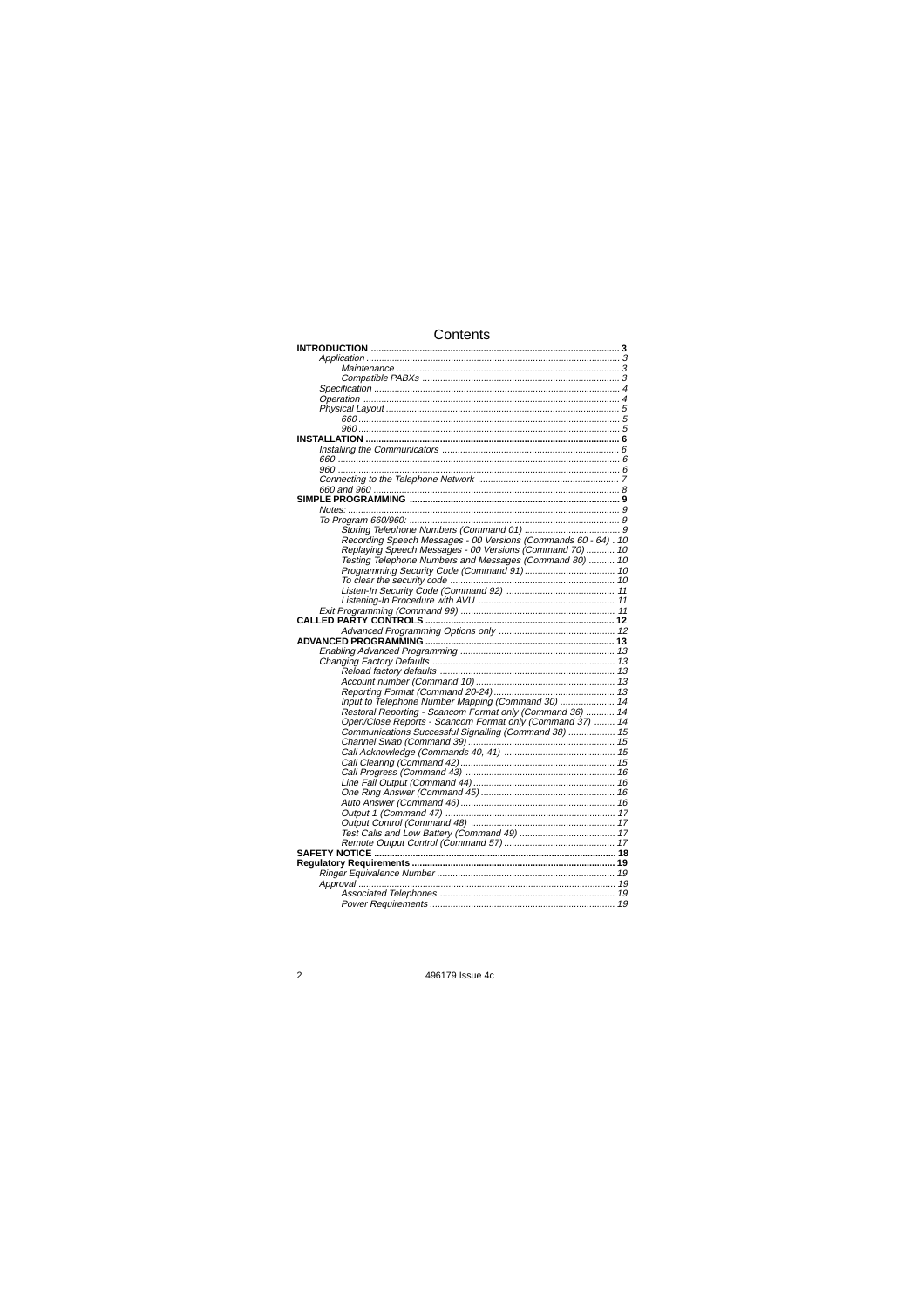# Contents

| | |
|---|---|
| **INTRODUCTION** | **3** |
| *Application* | *3* |
| *Maintenance* | *3* |
| *Compatible PABXs* | *3* |
| *Specification* | *4* |
| *Operation* | *4* |
| *Physical Layout* | *5* |
| *660* | *5* |
| *960* | *5* |
| **INSTALLATION** | **6** |
| *Installing the Communicators* | *6* |
| *660* | *6* |
| *960* | *6* |
| *Connecting to the Telephone Network* | *7* |
| *660 and 960* | *8* |
| **SIMPLE PROGRAMMING** | **9** |
| *Notes:* | *9* |
| *To Program 660/960:* | *9* |
| *Storing Telephone Numbers (Command 01)* | *9* |
| *Recording Speech Messages - 00 Versions (Commands 60 - 64)* | *10* |
| *Replaying Speech Messages - 00 Versions (Command 70)* | *10* |
| *Testing Telephone Numbers and Messages (Command 80)* | *10* |
| *Programming Security Code (Command 91)* | *10* |
| *To clear the security code* | *10* |
| *Listen-In Security Code (Command 92)* | *11* |
| *Listening-In Procedure with AVU* | *11* |
| *Exit Programming (Command 99)* | *11* |
| **CALLED PARTY CONTROLS** | **12** |
| *Advanced Programming Options only* | *12* |
| **ADVANCED PROGRAMMING** | **13** |
| *Enabling Advanced Programming* | *13* |
| *Changing Factory Defaults* | *13* |
| *Reload factory defaults* | *13* |
| *Account number (Command 10)* | *13* |
| *Reporting Format (Command 20-24)* | *13* |
| *Input to Telephone Number Mapping (Command 30)* | *14* |
| *Restoral Reporting - Scancom Format only (Command 36)* | *14* |
| *Open/Close Reports - Scancom Format only (Command 37)* | *14* |
| *Communications Successful Signalling (Command 38)* | *15* |
| *Channel Swap (Command 39)* | *15* |
| *Call Acknowledge (Commands 40, 41)* | *15* |
| *Call Clearing (Command 42)* | *15* |
| *Call Progress (Command 43)* | *16* |
| *Line Fail Output (Command 44)* | *16* |
| *One Ring Answer (Command 45)* | *16* |
| *Auto Answer (Command 46)* | *16* |
| *Output 1 (Command 47)* | *17* |
| *Output Control (Command 48)* | *17* |
| *Test Calls and Low Battery (Command 49)* | *17* |
| *Remote Output Control (Command 57)* | *17* |
| **SAFETY NOTICE** | **18** |
| **Regulatory Requirements** | **19** |
| *Ringer Equivalence Number* | *19* |
| *Approval* | *19* |
| *Associated Telephones* | *19* |
| *Power Requirements* | *19* |

496179 Issue 4c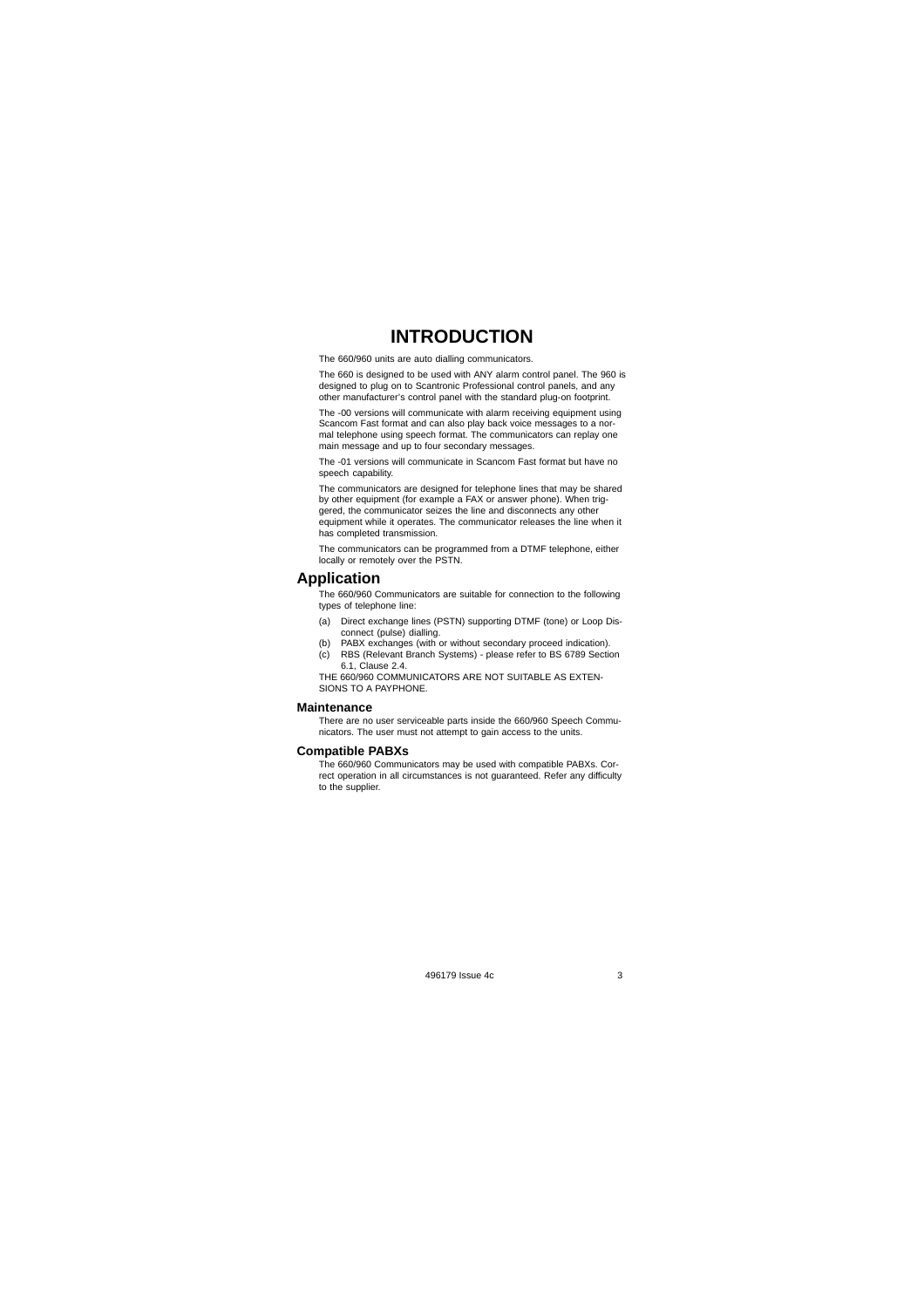# INTRODUCTION

The 660/960 units are auto dialling communicators.

The 660 is designed to be used with ANY alarm control panel. The 960 is designed to plug on to Scantronic Professional control panels, and any other manufacturer's control panel with the standard plug-on footprint.

The -00 versions will communicate with alarm receiving equipment using Scancom Fast format and can also play back voice messages to a normal telephone using speech format. The communicators can replay one main message and up to four secondary messages.

The -01 versions will communicate in Scancom Fast format but have no speech capability.

The communicators are designed for telephone lines that may be shared by other equipment (for example a FAX or answer phone). When triggered, the communicator seizes the line and disconnects any other equipment while it operates. The communicator releases the line when it has completed transmission.

The communicators can be programmed from a DTMF telephone, either locally or remotely over the PSTN.

## Application

The 660/960 Communicators are suitable for connection to the following types of telephone line:

(a) Direct exchange lines (PSTN) supporting DTMF (tone) or Loop Disconnect (pulse) dialling.
(b) PABX exchanges (with or without secondary proceed indication).
(c) RBS (Relevant Branch Systems) - please refer to BS 6789 Section 6.1, Clause 2.4.

THE 660/960 COMMUNICATORS ARE NOT SUITABLE AS EXTENSIONS TO A PAYPHONE.

### Maintenance

There are no user serviceable parts inside the 660/960 Speech Communicators. The user must not attempt to gain access to the units.

### Compatible PABXs

The 660/960 Communicators may be used with compatible PABXs. Correct operation in all circumstances is not guaranteed. Refer any difficulty to the supplier.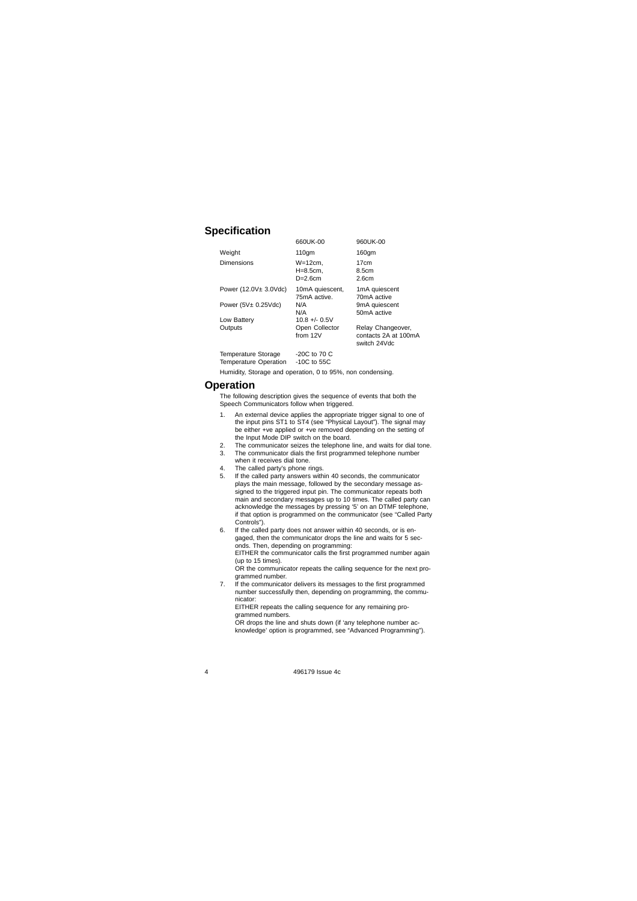## Specification

| | 660UK-00 | 960UK-00 |
|---|---|---|
| Weight | 110gm | 160gm |
| Dimensions | W=12cm, H=8.5cm, D=2.6cm | 17cm 8.5cm 2.6cm |
| Power (12.0V± 3.0Vdc) | 10mA quiescent, 75mA active. | 1mA quiescent 70mA active |
| Power (5V± 0.25Vdc) | N/A N/A | 9mA quiescent 50mA active |
| Low Battery | 10.8 +/- 0.5V | |
| Outputs | Open Collector from 12V | Relay Changeover, contacts 2A at 100mA switch 24Vdc |
| Temperature Storage | -20C to 70 C | |
| Temperature Operation | -10C to 55C | |

Humidity, Storage and operation, 0 to 95%, non condensing.

## Operation

The following description gives the sequence of events that both the Speech Communicators follow when triggered.

1. An external device applies the appropriate trigger signal to one of the input pins ST1 to ST4 (see "Physical Layout"). The signal may be either +ve applied or +ve removed depending on the setting of the Input Mode DIP switch on the board.
2. The communicator seizes the telephone line, and waits for dial tone.
3. The communicator dials the first programmed telephone number when it receives dial tone.
4. The called party's phone rings.
5. If the called party answers within 40 seconds, the communicator plays the main message, followed by the secondary message assigned to the triggered input pin. The communicator repeats both main and secondary messages up to 10 times. The called party can acknowledge the messages by pressing '5' on an DTMF telephone, if that option is programmed on the communicator (see "Called Party Controls").
6. If the called party does not answer within 40 seconds, or is engaged, then the communicator drops the line and waits for 5 seconds. Then, depending on programming:
   EITHER the communicator calls the first programmed number again (up to 15 times).
   OR the communicator repeats the calling sequence for the next programmed number.
7. If the communicator delivers its messages to the first programmed number successfully then, depending on programming, the communicator:
   EITHER repeats the calling sequence for any remaining programmed numbers.
   OR drops the line and shuts down (if 'any telephone number acknowledge' option is programmed, see "Advanced Programming").

496179 Issue 4c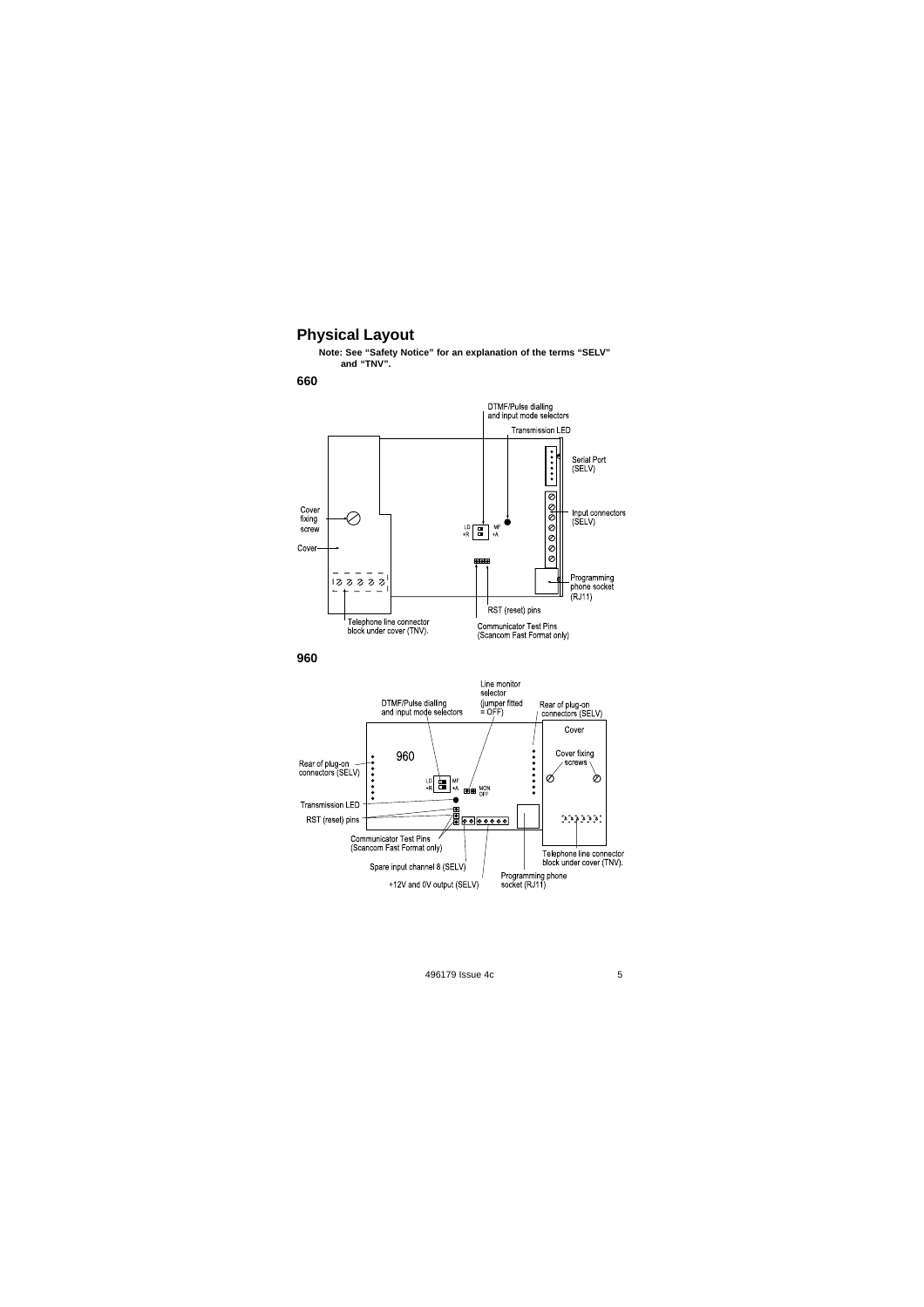# Physical Layout

**Note: See "Safety Notice" for an explanation of the terms "SELV" and "TNV".**

**660**

DTMF/Pulse dialling and input mode selectors

Transmission LED

Serial Port (SELV)

Cover fixing screw

Input connectors (SELV)

Cover

Programming phone socket (RJ11)

RST (reset) pins

Telephone line connector block under cover (TNV).

Communicator Test Pins (Scancom Fast Format only)

**960**

Line monitor selector (jumper fitted = OFF)

DTMF/Pulse dialling and input mode selectors

Rear of plug-on connectors (SELV)

Cover

Rear of plug-on connectors (SELV)

Cover fixing screws

Transmission LED

RST (reset) pins

Communicator Test Pins (Scancom Fast Format only)

Telephone line connector block under cover (TNV).

Spare input channel 8 (SELV)

Programming phone socket (RJ11)

+12V and 0V output (SELV)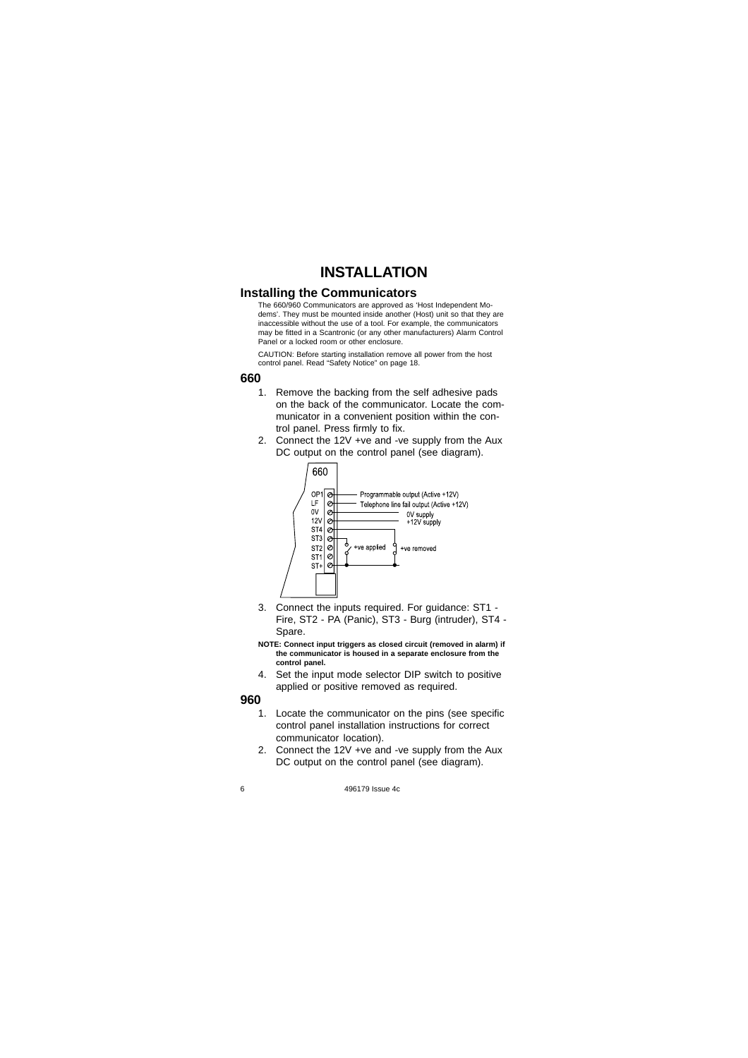# INSTALLATION

## Installing the Communicators

The 660/960 Communicators are approved as 'Host Independent Modems'. They must be mounted inside another (Host) unit so that they are inaccessible without the use of a tool. For example, the communicators may be fitted in a Scantronic (or any other manufacturers) Alarm Control Panel or a locked room or other enclosure.

CAUTION: Before starting installation remove all power from the host control panel. Read "Safety Notice" on page 18.

### 660

1. Remove the backing from the self adhesive pads on the back of the communicator. Locate the communicator in a convenient position within the control panel. Press firmly to fix.
2. Connect the 12V +ve and -ve supply from the Aux DC output on the control panel (see diagram).

660

OP1 — Programmable output (Active +12V)
LF — Telephone line fail output (Active +12V)
0V — 0V supply
12V — +12V supply
ST4
ST3
ST2 — +ve applied / +ve removed
ST1
ST+

3. Connect the inputs required. For guidance: ST1 - Fire, ST2 - PA (Panic), ST3 - Burg (intruder), ST4 - Spare.

**NOTE: Connect input triggers as closed circuit (removed in alarm) if the communicator is housed in a separate enclosure from the control panel.**

4. Set the input mode selector DIP switch to positive applied or positive removed as required.

### 960

1. Locate the communicator on the pins (see specific control panel installation instructions for correct communicator location).
2. Connect the 12V +ve and -ve supply from the Aux DC output on the control panel (see diagram).

496179 Issue 4c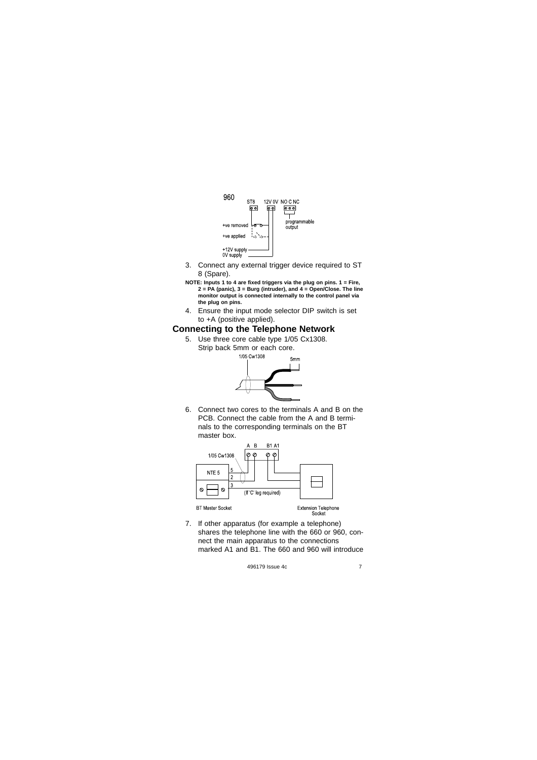3. Connect any external trigger device required to ST 8 (Spare).

**NOTE: Inputs 1 to 4 are fixed triggers via the plug on pins. 1 = Fire, 2 = PA (panic), 3 = Burg (intruder), and 4 = Open/Close. The line monitor output is connected internally to the control panel via the plug on pins.**

4. Ensure the input mode selector DIP switch is set to +A (positive applied).

## Connecting to the Telephone Network

5. Use three core cable type 1/05 Cx1308. Strip back 5mm or each core.

6. Connect two cores to the terminals A and B on the PCB. Connect the cable from the A and B terminals to the corresponding terminals on the BT master box.

7. If other apparatus (for example a telephone) shares the telephone line with the 660 or 960, connect the main apparatus to the connections marked A1 and B1. The 660 and 960 will introduce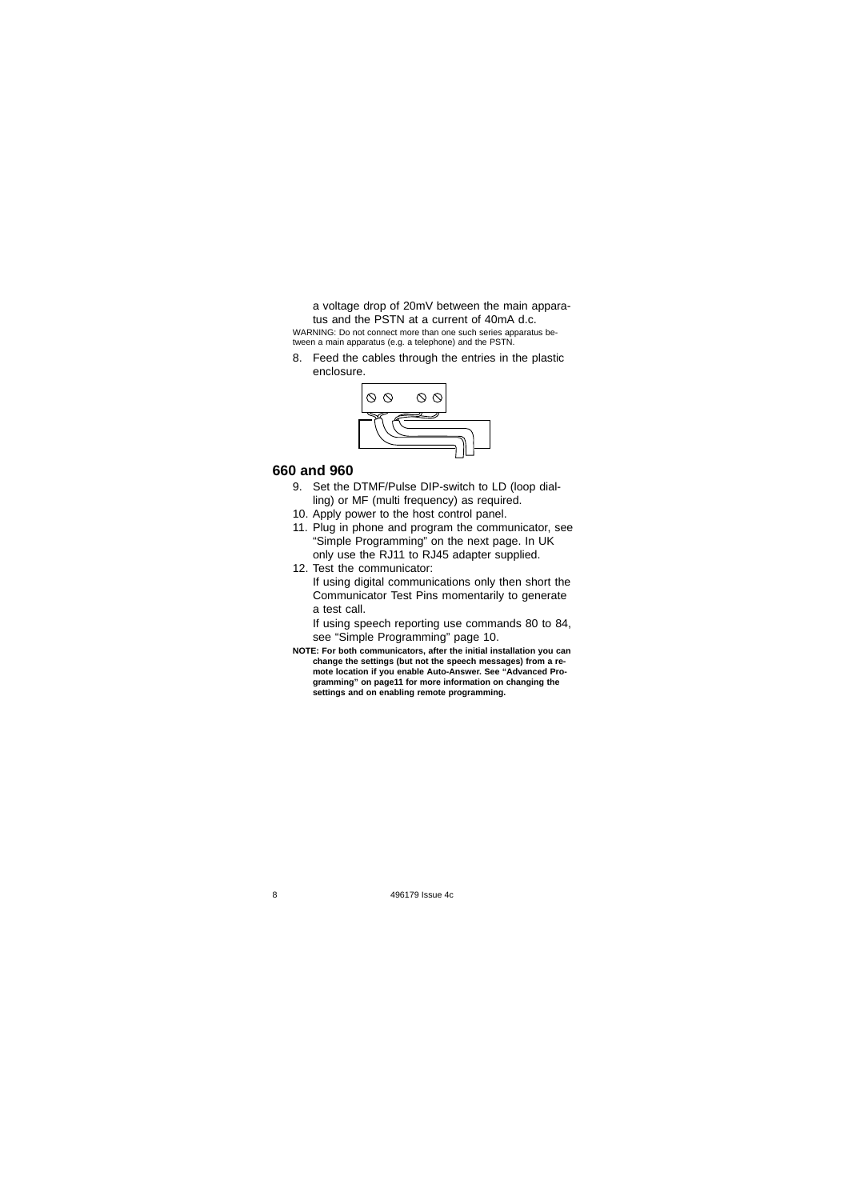a voltage drop of 20mV between the main apparatus and the PSTN at a current of 40mA d.c.

WARNING: Do not connect more than one such series apparatus between a main apparatus (e.g. a telephone) and the PSTN.

8. Feed the cables through the entries in the plastic enclosure.

## 660 and 960

9. Set the DTMF/Pulse DIP-switch to LD (loop dialling) or MF (multi frequency) as required.
10. Apply power to the host control panel.
11. Plug in phone and program the communicator, see "Simple Programming" on the next page. In UK only use the RJ11 to RJ45 adapter supplied.
12. Test the communicator:

    If using digital communications only then short the Communicator Test Pins momentarily to generate a test call.

    If using speech reporting use commands 80 to 84, see "Simple Programming" page 10.

**NOTE: For both communicators, after the initial installation you can change the settings (but not the speech messages) from a remote location if you enable Auto-Answer. See "Advanced Programming" on page11 for more information on changing the settings and on enabling remote programming.**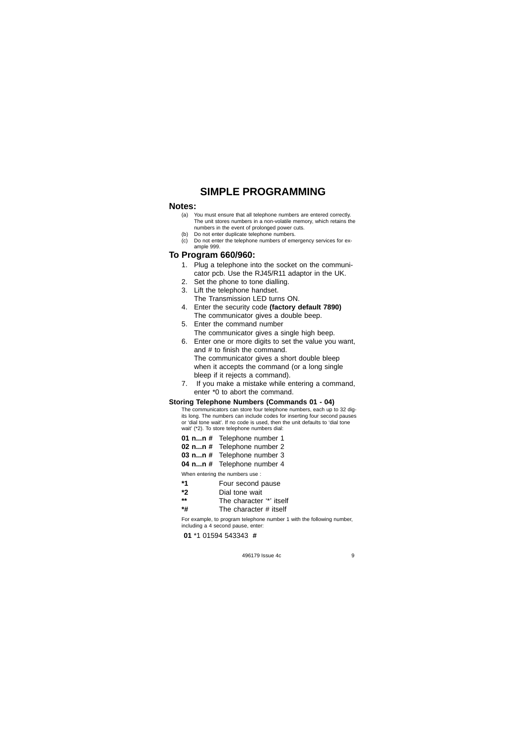# SIMPLE PROGRAMMING

## Notes:

(a) You must ensure that all telephone numbers are entered correctly. The unit stores numbers in a non-volatile memory, which retains the numbers in the event of prolonged power cuts.

(b) Do not enter duplicate telephone numbers.

(c) Do not enter the telephone numbers of emergency services for example 999.

## To Program 660/960:

1. Plug a telephone into the socket on the communicator pcb. Use the RJ45/R11 adaptor in the UK.
2. Set the phone to tone dialling.
3. Lift the telephone handset.
   The Transmission LED turns ON.
4. Enter the security code **(factory default 7890)**
   The communicator gives a double beep.
5. Enter the command number
   The communicator gives a single high beep.
6. Enter one or more digits to set the value you want, and # to finish the command.
   The communicator gives a short double bleep when it accepts the command (or a long single bleep if it rejects a command).
7. If you make a mistake while entering a command, enter *0 to abort the command.

### Storing Telephone Numbers (Commands 01 - 04)

The communicators can store four telephone numbers, each up to 32 digits long. The numbers can include codes for inserting four second pauses or 'dial tone wait'. If no code is used, then the unit defaults to 'dial tone wait' (*2). To store telephone numbers dial:

| | |
|---|---|
| **01 n...n #** | Telephone number 1 |
| **02 n...n #** | Telephone number 2 |
| **03 n...n #** | Telephone number 3 |
| **04 n...n #** | Telephone number 4 |

When entering the numbers use :

| | |
|---|---|
| ***1** | Four second pause |
| ***2** | Dial tone wait |
| ***\*** | The character '*' itself |
| ***#** | The character # itself |

For example, to program telephone number 1 with the following number, including a 4 second pause, enter:

**01** *1 01594 543343 **#**

496179 Issue 4c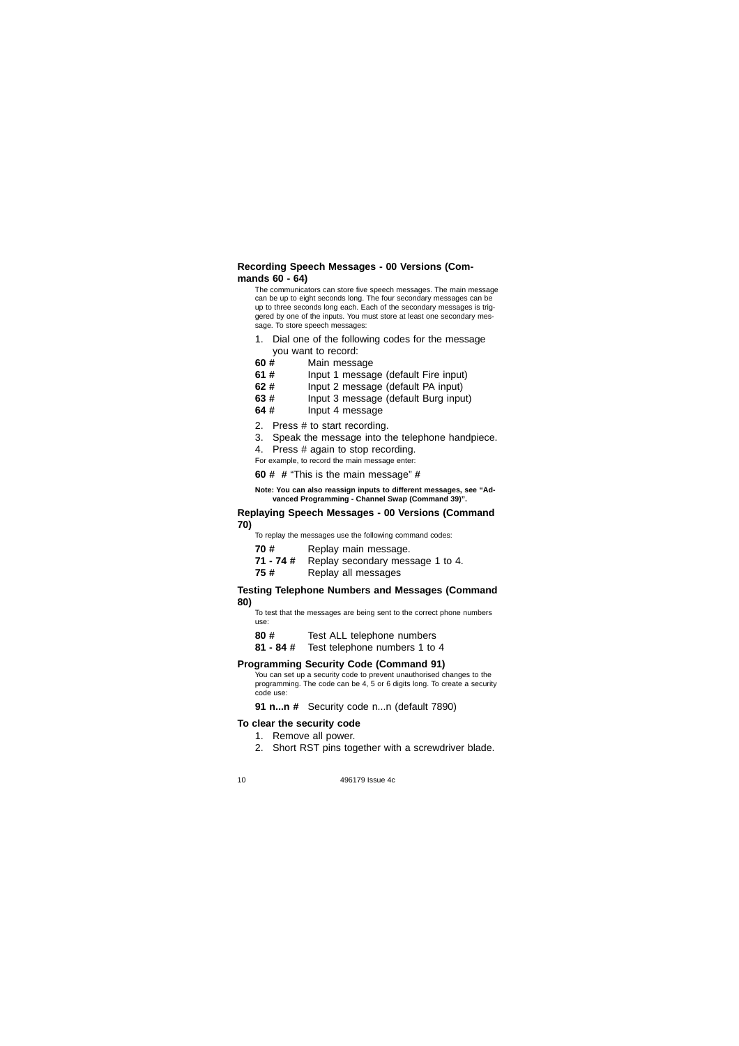### Recording Speech Messages - 00 Versions (Commands 60 - 64)

The communicators can store five speech messages. The main message can be up to eight seconds long. The four secondary messages can be up to three seconds long each. Each of the secondary messages is triggered by one of the inputs. You must store at least one secondary message. To store speech messages:

1. Dial one of the following codes for the message you want to record:

| | |
|---|---|
| **60 #** | Main message |
| **61 #** | Input 1 message (default Fire input) |
| **62 #** | Input 2 message (default PA input) |
| **63 #** | Input 3 message (default Burg input) |
| **64 #** | Input 4 message |

2. Press # to start recording.
3. Speak the message into the telephone handpiece.
4. Press # again to stop recording.

For example, to record the main message enter:

**60 #** **#** "This is the main message" **#**

**Note: You can also reassign inputs to different messages, see "Advanced Programming - Channel Swap (Command 39)".**

### Replaying Speech Messages - 00 Versions (Command 70)

To replay the messages use the following command codes:

| | |
|---|---|
| **70 #** | Replay main message. |
| **71 - 74 #** | Replay secondary message 1 to 4. |
| **75 #** | Replay all messages |

### Testing Telephone Numbers and Messages (Command 80)

To test that the messages are being sent to the correct phone numbers use:

| | |
|---|---|
| **80 #** | Test ALL telephone numbers |
| **81 - 84 #** | Test telephone numbers 1 to 4 |

### Programming Security Code (Command 91)

You can set up a security code to prevent unauthorised changes to the programming. The code can be 4, 5 or 6 digits long. To create a security code use:

**91 n...n #** Security code n...n (default 7890)

### To clear the security code

1. Remove all power.
2. Short RST pins together with a screwdriver blade.

496179 Issue 4c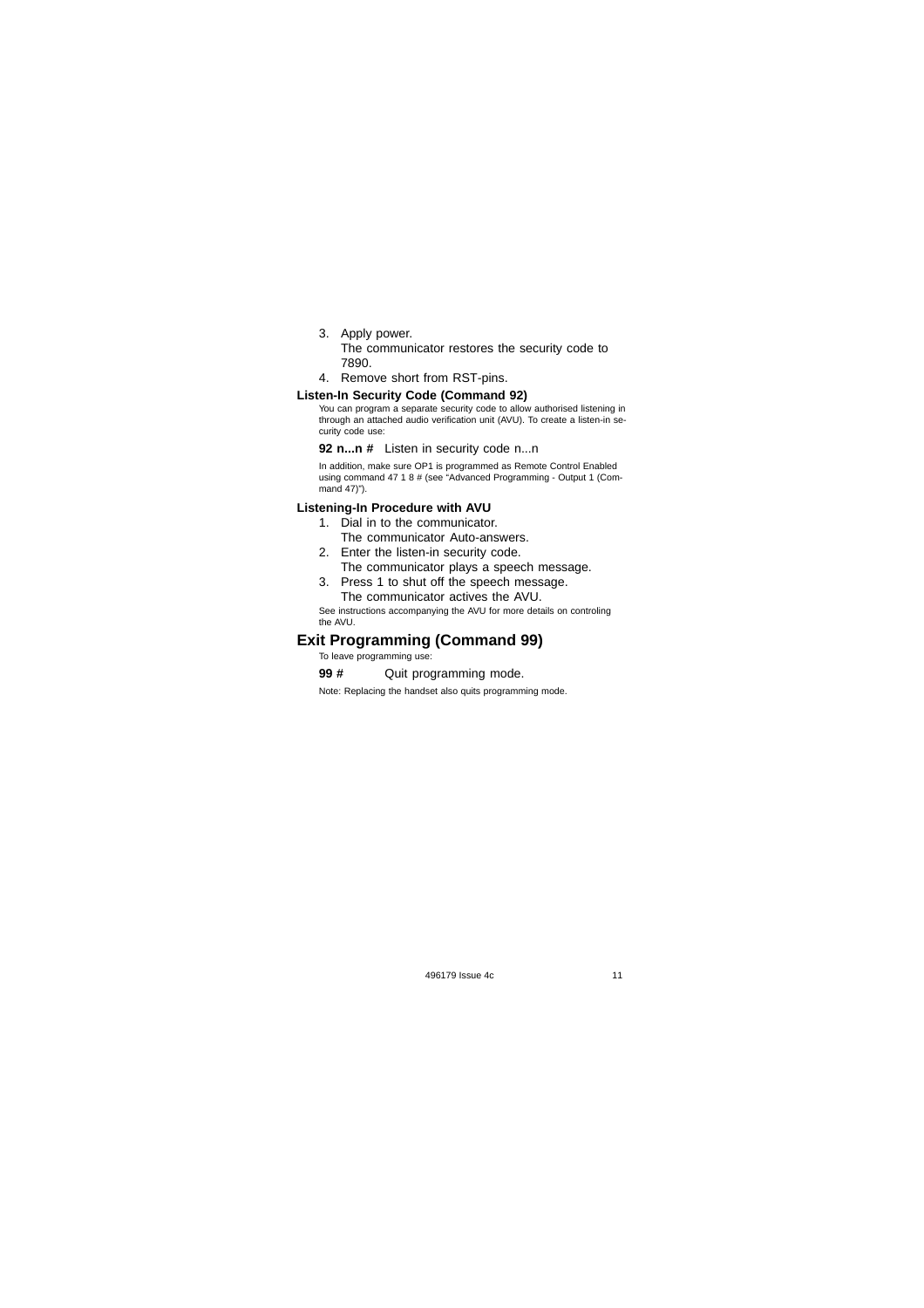3. Apply power.
   The communicator restores the security code to 7890.
4. Remove short from RST-pins.

### Listen-In Security Code (Command 92)

You can program a separate security code to allow authorised listening in through an attached audio verification unit (AVU). To create a listen-in security code use:

**92 n...n #** Listen in security code n...n

In addition, make sure OP1 is programmed as Remote Control Enabled using command 47 1 8 # (see "Advanced Programming - Output 1 (Command 47)").

### Listening-In Procedure with AVU

1. Dial in to the communicator.
   The communicator Auto-answers.
2. Enter the listen-in security code.
   The communicator plays a speech message.
3. Press 1 to shut off the speech message.
   The communicator actives the AVU.

See instructions accompanying the AVU for more details on controling the AVU.

## Exit Programming (Command 99)

To leave programming use:

**99 #** Quit programming mode.

Note: Replacing the handset also quits programming mode.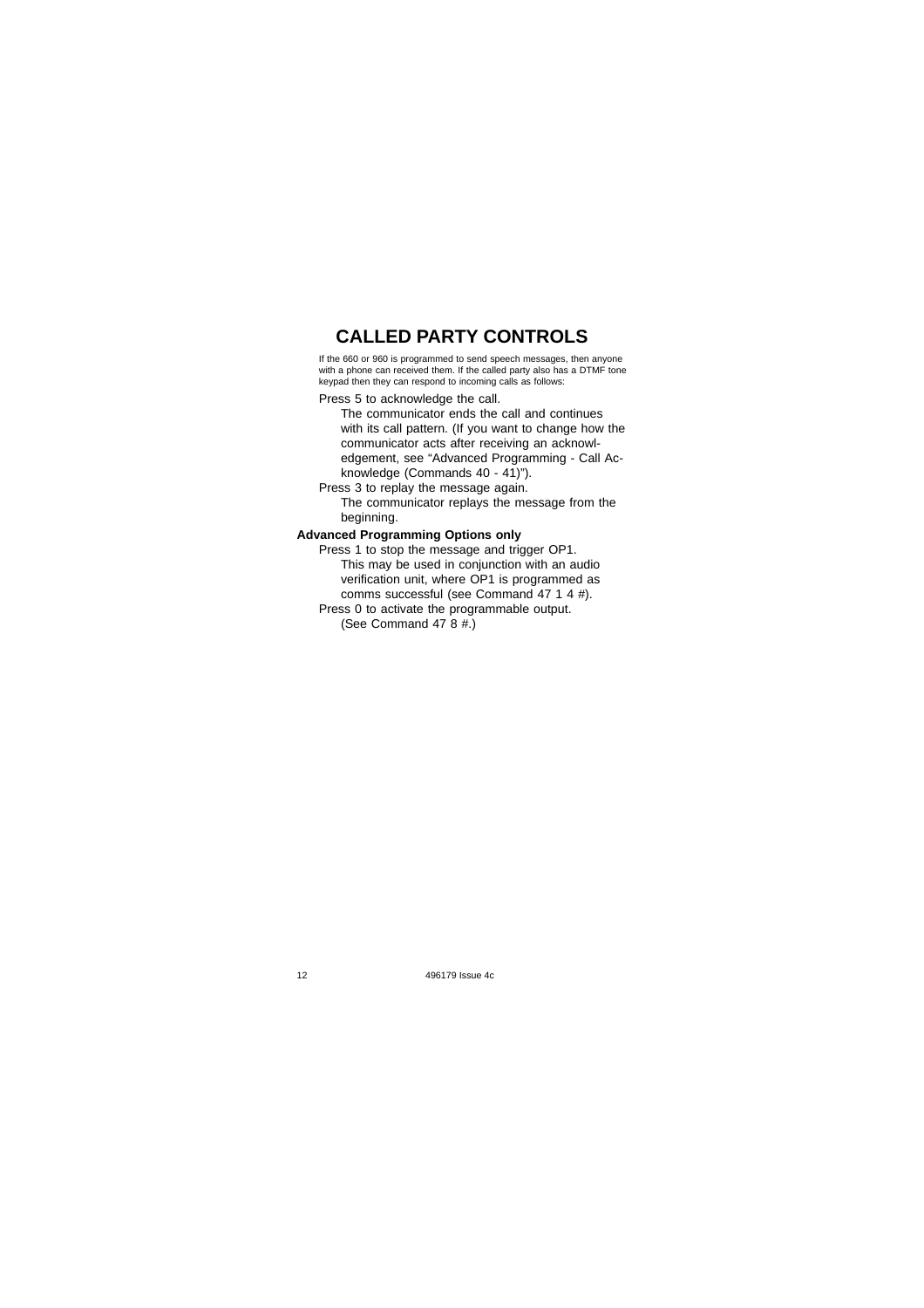# CALLED PARTY CONTROLS

If the 660 or 960 is programmed to send speech messages, then anyone with a phone can received them. If the called party also has a DTMF tone keypad then they can respond to incoming calls as follows:

Press 5 to acknowledge the call.

The communicator ends the call and continues with its call pattern. (If you want to change how the communicator acts after receiving an acknowledgement, see "Advanced Programming - Call Acknowledge (Commands 40 - 41)").

Press 3 to replay the message again.

The communicator replays the message from the beginning.

**Advanced Programming Options only**

Press 1 to stop the message and trigger OP1.

This may be used in conjunction with an audio verification unit, where OP1 is programmed as comms successful (see Command 47 1 4 #).

Press 0 to activate the programmable output.

(See Command 47 8 #.)

496179 Issue 4c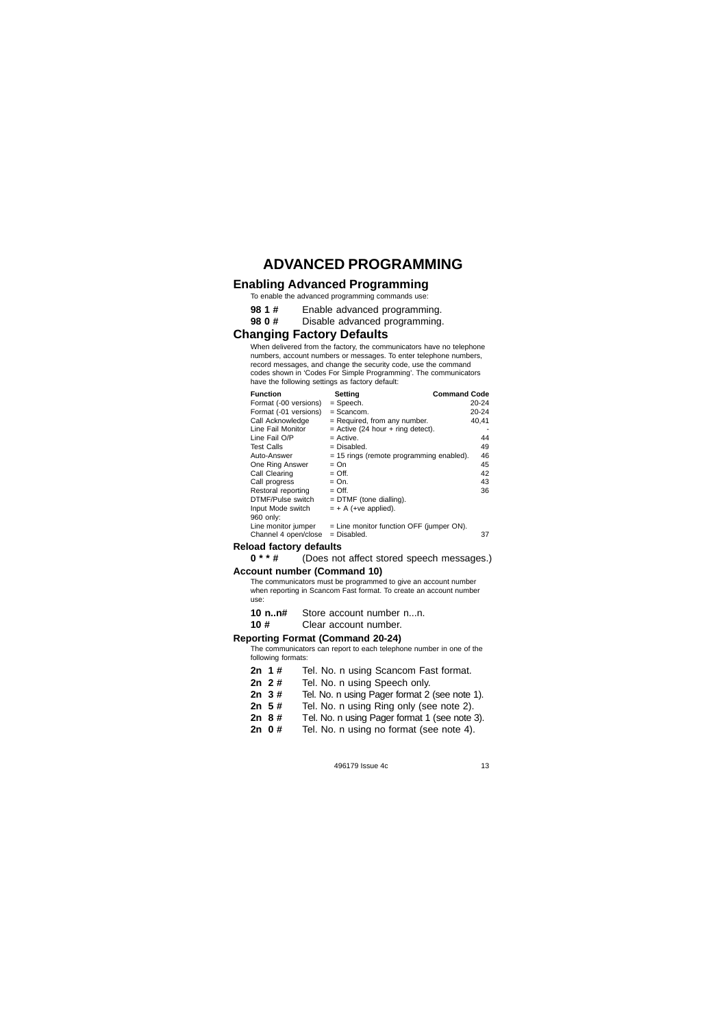# ADVANCED PROGRAMMING

## Enabling Advanced Programming

To enable the advanced programming commands use:

**98 1 #** Enable advanced programming.
**98 0 #** Disable advanced programming.

## Changing Factory Defaults

When delivered from the factory, the communicators have no telephone numbers, account numbers or messages. To enter telephone numbers, record messages, and change the security code, use the command codes shown in 'Codes For Simple Programming'. The communicators have the following settings as factory default:

| Function | Setting | Command Code |
|---|---|---|
| Format (-00 versions) | = Speech. | 20-24 |
| Format (-01 versions) | = Scancom. | 20-24 |
| Call Acknowledge | = Required, from any number. | 40,41 |
| Line Fail Monitor | = Active (24 hour + ring detect). | - |
| Line Fail O/P | = Active. | 44 |
| Test Calls | = Disabled. | 49 |
| Auto-Answer | = 15 rings (remote programming enabled). | 46 |
| One Ring Answer | = On | 45 |
| Call Clearing | = Off. | 42 |
| Call progress | = On. | 43 |
| Restoral reporting | = Off. | 36 |
| DTMF/Pulse switch | = DTMF (tone dialling). | |
| Input Mode switch | = + A (+ve applied). | |
| 960 only: | | |
| Line monitor jumper | = Line monitor function OFF (jumper ON). | |
| Channel 4 open/close | = Disabled. | 37 |

### Reload factory defaults

**0 * * #** (Does not affect stored speech messages.)

### Account number (Command 10)

The communicators must be programmed to give an account number when reporting in Scancom Fast format. To create an account number use:

**10 n..n#** Store account number n...n.
**10 #** Clear account number.

### Reporting Format (Command 20-24)

The communicators can report to each telephone number in one of the following formats:

**2n 1 #** Tel. No. n using Scancom Fast format.
**2n 2 #** Tel. No. n using Speech only.
**2n 3 #** Tel. No. n using Pager format 2 (see note 1).
**2n 5 #** Tel. No. n using Ring only (see note 2).
**2n 8 #** Tel. No. n using Pager format 1 (see note 3).
**2n 0 #** Tel. No. n using no format (see note 4).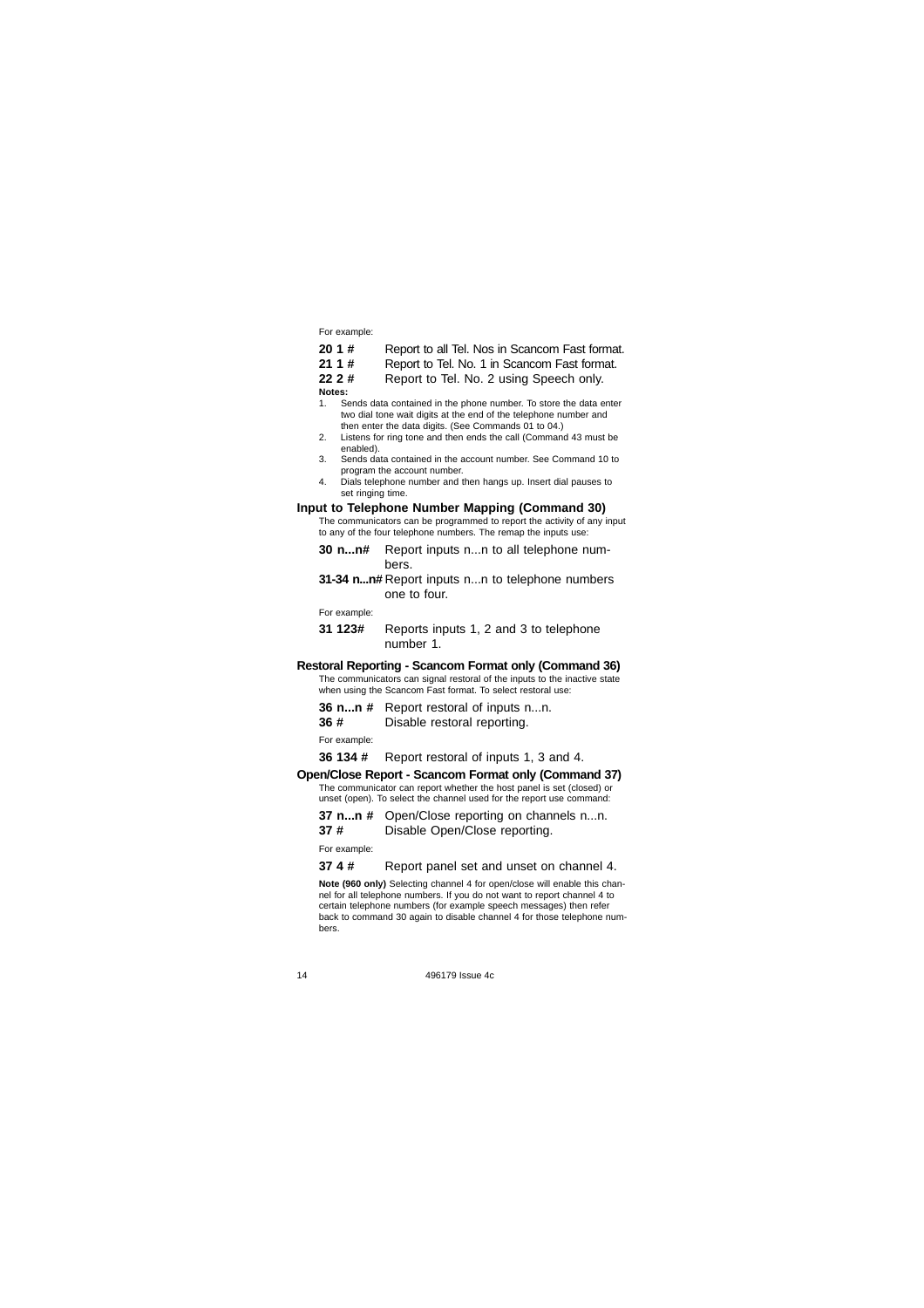For example:

**20 1 #** Report to all Tel. Nos in Scancom Fast format.
**21 1 #** Report to Tel. No. 1 in Scancom Fast format.
**22 2 #** Report to Tel. No. 2 using Speech only.

**Notes:**

1. Sends data contained in the phone number. To store the data enter two dial tone wait digits at the end of the telephone number and then enter the data digits. (See Commands 01 to 04.)
2. Listens for ring tone and then ends the call (Command 43 must be enabled).
3. Sends data contained in the account number. See Command 10 to program the account number.
4. Dials telephone number and then hangs up. Insert dial pauses to set ringing time.

## Input to Telephone Number Mapping (Command 30)

The communicators can be programmed to report the activity of any input to any of the four telephone numbers. The remap the inputs use:

**30 n...n#** Report inputs n...n to all telephone numbers.
**31-34 n...n#** Report inputs n...n to telephone numbers one to four.

For example:

**31 123#** Reports inputs 1, 2 and 3 to telephone number 1.

## Restoral Reporting - Scancom Format only (Command 36)

The communicators can signal restoral of the inputs to the inactive state when using the Scancom Fast format. To select restoral use:

**36 n...n #** Report restoral of inputs n...n.
**36 #** Disable restoral reporting.

For example:

**36 134 #** Report restoral of inputs 1, 3 and 4.

## Open/Close Report - Scancom Format only (Command 37)

The communicator can report whether the host panel is set (closed) or unset (open). To select the channel used for the report use command:

**37 n...n #** Open/Close reporting on channels n...n.
**37 #** Disable Open/Close reporting.

For example:

**37 4 #** Report panel set and unset on channel 4.

**Note (960 only)** Selecting channel 4 for open/close will enable this channel for all telephone numbers. If you do not want to report channel 4 to certain telephone numbers (for example speech messages) then refer back to command 30 again to disable channel 4 for those telephone numbers.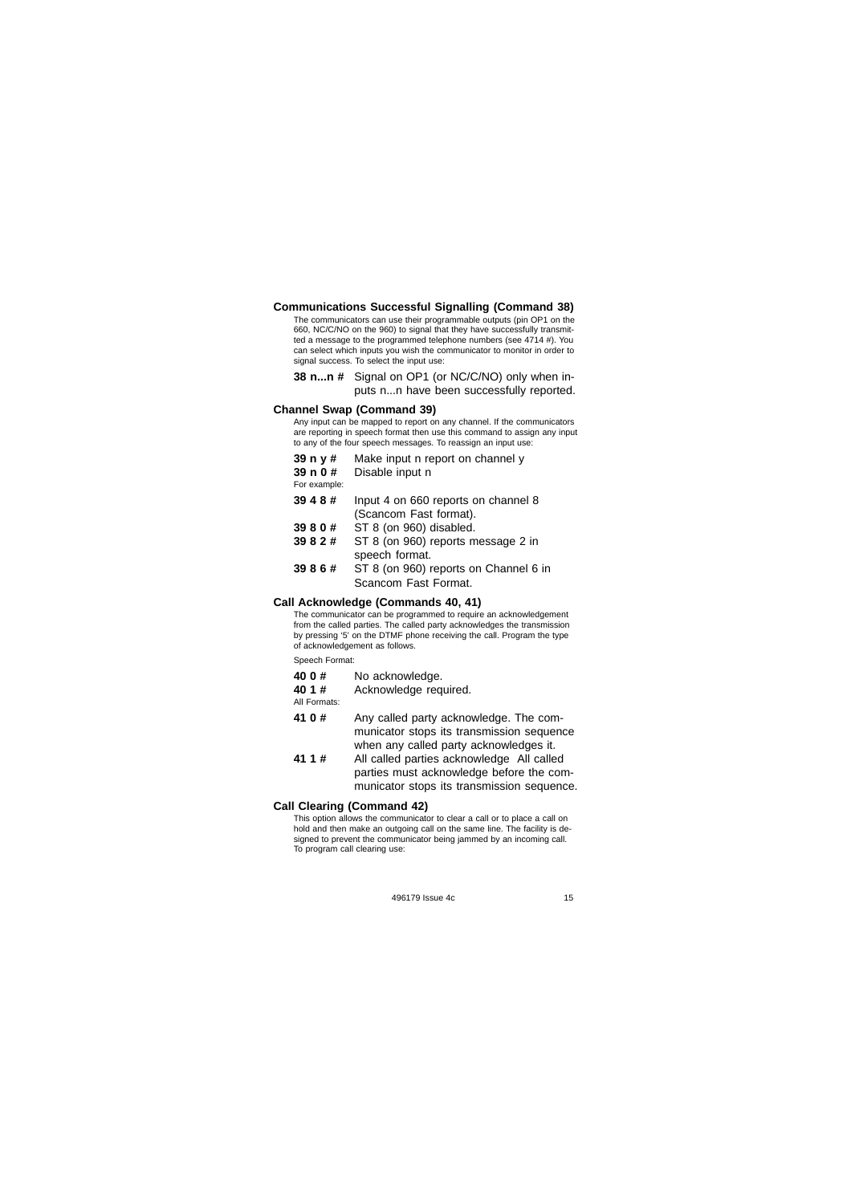### Communications Successful Signalling (Command 38)

The communicators can use their programmable outputs (pin OP1 on the 660, NC/C/NO on the 960) to signal that they have successfully transmitted a message to the programmed telephone numbers (see 4714 #). You can select which inputs you wish the communicator to monitor in order to signal success. To select the input use:

**38 n...n #** Signal on OP1 (or NC/C/NO) only when inputs n...n have been successfully reported.

### Channel Swap (Command 39)

Any input can be mapped to report on any channel. If the communicators are reporting in speech format then use this command to assign any input to any of the four speech messages. To reassign an input use:

**39 n y #** Make input n report on channel y

**39 n 0 #** Disable input n

For example:

**39 4 8 #** Input 4 on 660 reports on channel 8 (Scancom Fast format).

**39 8 0 #** ST 8 (on 960) disabled.

**39 8 2 #** ST 8 (on 960) reports message 2 in speech format.

**39 8 6 #** ST 8 (on 960) reports on Channel 6 in Scancom Fast Format.

### Call Acknowledge (Commands 40, 41)

The communicator can be programmed to require an acknowledgement from the called parties. The called party acknowledges the transmission by pressing '5' on the DTMF phone receiving the call. Program the type of acknowledgement as follows.

Speech Format:

**40 0 #** No acknowledge.

**40 1 #** Acknowledge required.

All Formats:

**41 0 #** Any called party acknowledge. The communicator stops its transmission sequence when any called party acknowledges it.

**41 1 #** All called parties acknowledge All called parties must acknowledge before the communicator stops its transmission sequence.

### Call Clearing (Command 42)

This option allows the communicator to clear a call or to place a call on hold and then make an outgoing call on the same line. The facility is designed to prevent the communicator being jammed by an incoming call. To program call clearing use: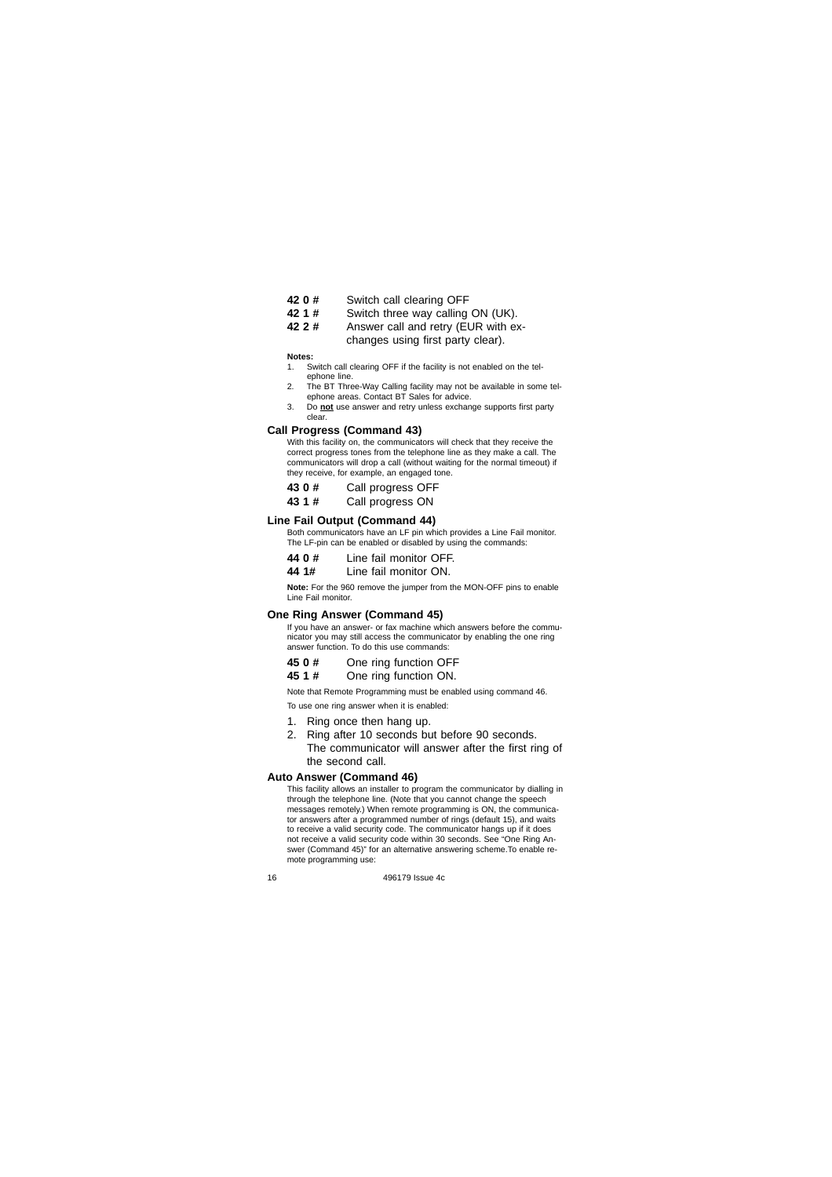**42 0 #** Switch call clearing OFF

**42 1 #** Switch three way calling ON (UK).

**42 2 #** Answer call and retry (EUR with exchanges using first party clear).

**Notes:**

1. Switch call clearing OFF if the facility is not enabled on the telephone line.
2. The BT Three-Way Calling facility may not be available in some telephone areas. Contact BT Sales for advice.
3. Do **not** use answer and retry unless exchange supports first party clear.

### Call Progress (Command 43)

With this facility on, the communicators will check that they receive the correct progress tones from the telephone line as they make a call. The communicators will drop a call (without waiting for the normal timeout) if they receive, for example, an engaged tone.

**43 0 #** Call progress OFF

**43 1 #** Call progress ON

### Line Fail Output (Command 44)

Both communicators have an LF pin which provides a Line Fail monitor. The LF-pin can be enabled or disabled by using the commands:

**44 0 #** Line fail monitor OFF.

**44 1#** Line fail monitor ON.

**Note:** For the 960 remove the jumper from the MON-OFF pins to enable Line Fail monitor.

### One Ring Answer (Command 45)

If you have an answer- or fax machine which answers before the communicator you may still access the communicator by enabling the one ring answer function. To do this use commands:

**45 0 #** One ring function OFF

**45 1 #** One ring function ON.

Note that Remote Programming must be enabled using command 46.

To use one ring answer when it is enabled:

1. Ring once then hang up.
2. Ring after 10 seconds but before 90 seconds. The communicator will answer after the first ring of the second call.

### Auto Answer (Command 46)

This facility allows an installer to program the communicator by dialling in through the telephone line. (Note that you cannot change the speech messages remotely.) When remote programming is ON, the communicator answers after a programmed number of rings (default 15), and waits to receive a valid security code. The communicator hangs up if it does not receive a valid security code within 30 seconds. See "One Ring Answer (Command 45)" for an alternative answering scheme.To enable remote programming use: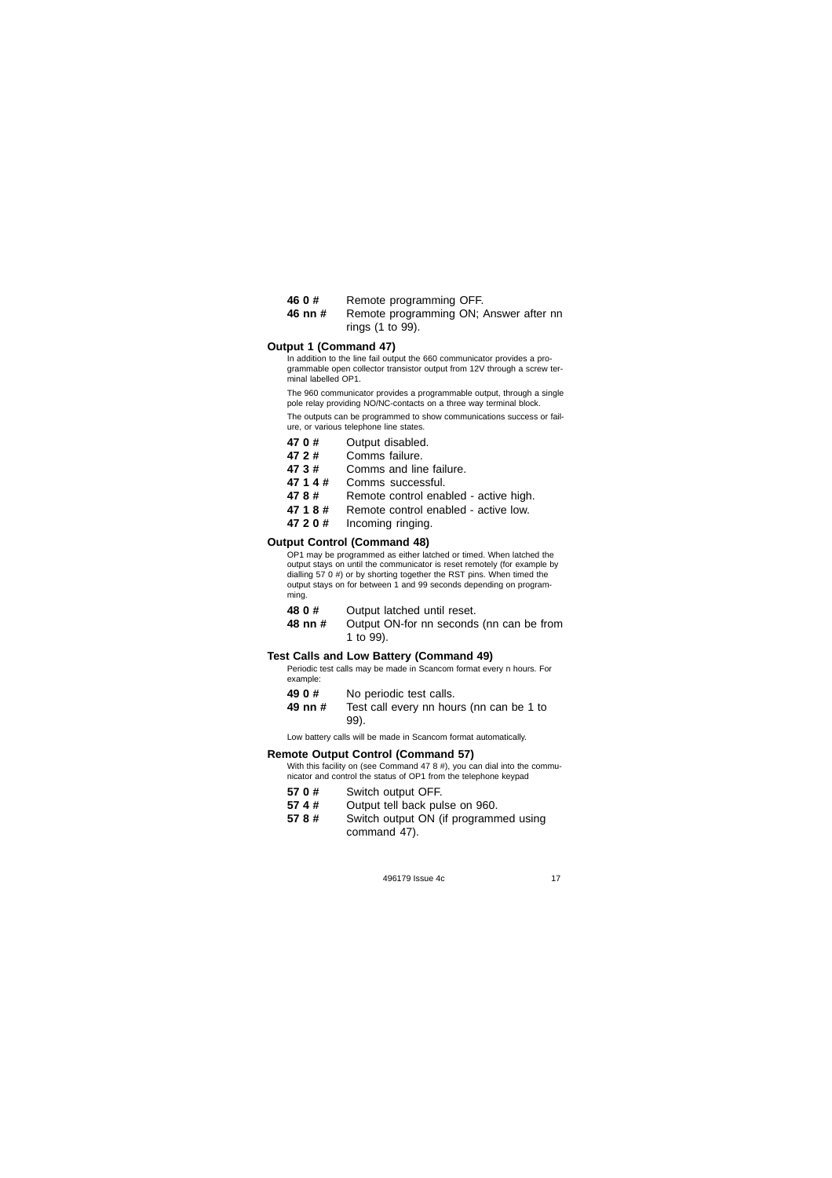**46 0 #** Remote programming OFF.
**46 nn #** Remote programming ON; Answer after nn rings (1 to 99).

### Output 1 (Command 47)

In addition to the line fail output the 660 communicator provides a programmable open collector transistor output from 12V through a screw terminal labelled OP1.

The 960 communicator provides a programmable output, through a single pole relay providing NO/NC-contacts on a three way terminal block.

The outputs can be programmed to show communications success or failure, or various telephone line states.

**47 0 #** Output disabled.
**47 2 #** Comms failure.
**47 3 #** Comms and line failure.
**47 1 4 #** Comms successful.
**47 8 #** Remote control enabled - active high.
**47 1 8 #** Remote control enabled - active low.
**47 2 0 #** Incoming ringing.

### Output Control (Command 48)

OP1 may be programmed as either latched or timed. When latched the output stays on until the communicator is reset remotely (for example by dialling 57 0 #) or by shorting together the RST pins. When timed the output stays on for between 1 and 99 seconds depending on programming.

**48 0 #** Output latched until reset.
**48 nn #** Output ON-for nn seconds (nn can be from 1 to 99).

### Test Calls and Low Battery (Command 49)

Periodic test calls may be made in Scancom format every n hours. For example:

**49 0 #** No periodic test calls.
**49 nn #** Test call every nn hours (nn can be 1 to 99).

Low battery calls will be made in Scancom format automatically.

### Remote Output Control (Command 57)

With this facility on (see Command 47 8 #), you can dial into the communicator and control the status of OP1 from the telephone keypad

**57 0 #** Switch output OFF.
**57 4 #** Output tell back pulse on 960.
**57 8 #** Switch output ON (if programmed using command 47).

496179 Issue 4c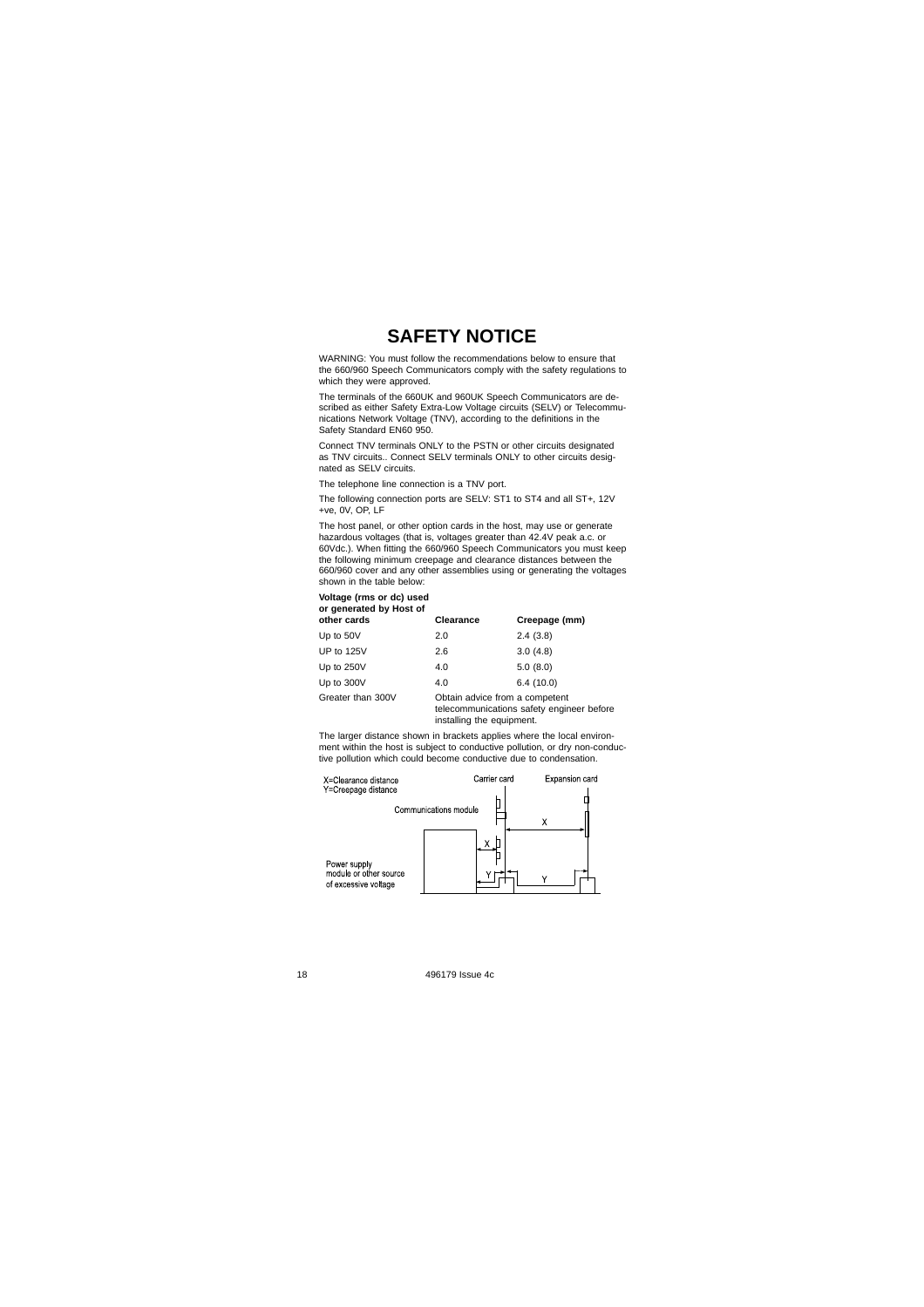# SAFETY NOTICE

WARNING: You must follow the recommendations below to ensure that the 660/960 Speech Communicators comply with the safety regulations to which they were approved.

The terminals of the 660UK and 960UK Speech Communicators are described as either Safety Extra-Low Voltage circuits (SELV) or Telecommunications Network Voltage (TNV), according to the definitions in the Safety Standard EN60 950.

Connect TNV terminals ONLY to the PSTN or other circuits designated as TNV circuits.. Connect SELV terminals ONLY to other circuits designated as SELV circuits.

The telephone line connection is a TNV port.

The following connection ports are SELV: ST1 to ST4 and all ST+, 12V +ve, 0V, OP, LF

The host panel, or other option cards in the host, may use or generate hazardous voltages (that is, voltages greater than 42.4V peak a.c. or 60Vdc.). When fitting the 660/960 Speech Communicators you must keep the following minimum creepage and clearance distances between the 660/960 cover and any other assemblies using or generating the voltages shown in the table below:

| Voltage (rms or dc) used or generated by Host of other cards | Clearance | Creepage (mm) |
|---|---|---|
| Up to 50V | 2.0 | 2.4 (3.8) |
| UP to 125V | 2.6 | 3.0 (4.8) |
| Up to 250V | 4.0 | 5.0 (8.0) |
| Up to 300V | 4.0 | 6.4 (10.0) |
| Greater than 300V | Obtain advice from a competent telecommunications safety engineer before installing the equipment. | |

The larger distance shown in brackets applies where the local environment within the host is subject to conductive pollution, or dry non-conductive pollution which could become conductive due to condensation.

X=Clearance distance
Y=Creepage distance

Carrier card | Expansion card | Communications module | Power supply module or other source of excessive voltage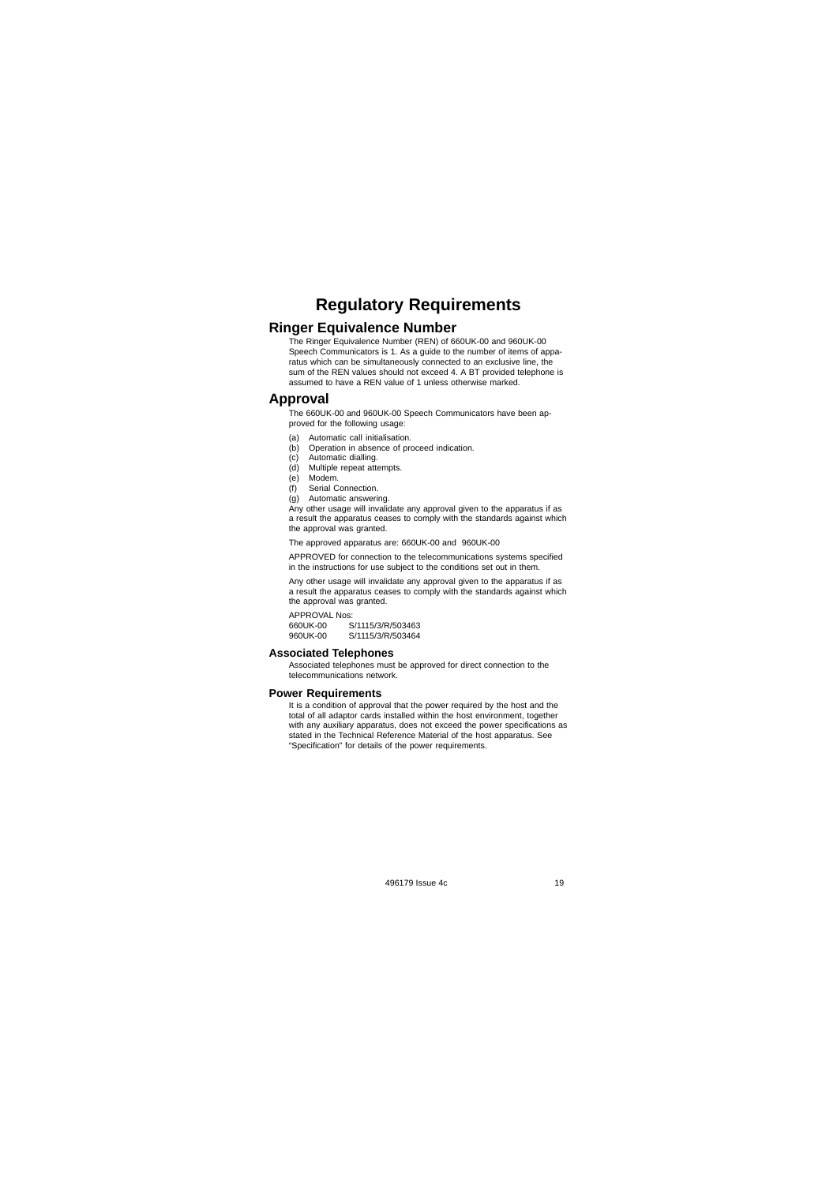# Regulatory Requirements

## Ringer Equivalence Number

The Ringer Equivalence Number (REN) of 660UK-00 and 960UK-00 Speech Communicators is 1. As a guide to the number of items of apparatus which can be simultaneously connected to an exclusive line, the sum of the REN values should not exceed 4. A BT provided telephone is assumed to have a REN value of 1 unless otherwise marked.

## Approval

The 660UK-00 and 960UK-00 Speech Communicators have been approved for the following usage:

(a) Automatic call initialisation.
(b) Operation in absence of proceed indication.
(c) Automatic dialling.
(d) Multiple repeat attempts.
(e) Modem.
(f) Serial Connection.
(g) Automatic answering.

Any other usage will invalidate any approval given to the apparatus if as a result the apparatus ceases to comply with the standards against which the approval was granted.

The approved apparatus are: 660UK-00 and 960UK-00

APPROVED for connection to the telecommunications systems specified in the instructions for use subject to the conditions set out in them.

Any other usage will invalidate any approval given to the apparatus if as a result the apparatus ceases to comply with the standards against which the approval was granted.

APPROVAL Nos:
660UK-00 S/1115/3/R/503463
960UK-00 S/1115/3/R/503464

### Associated Telephones

Associated telephones must be approved for direct connection to the telecommunications network.

### Power Requirements

It is a condition of approval that the power required by the host and the total of all adaptor cards installed within the host environment, together with any auxiliary apparatus, does not exceed the power specifications as stated in the Technical Reference Material of the host apparatus. See "Specification" for details of the power requirements.

496179 Issue 4c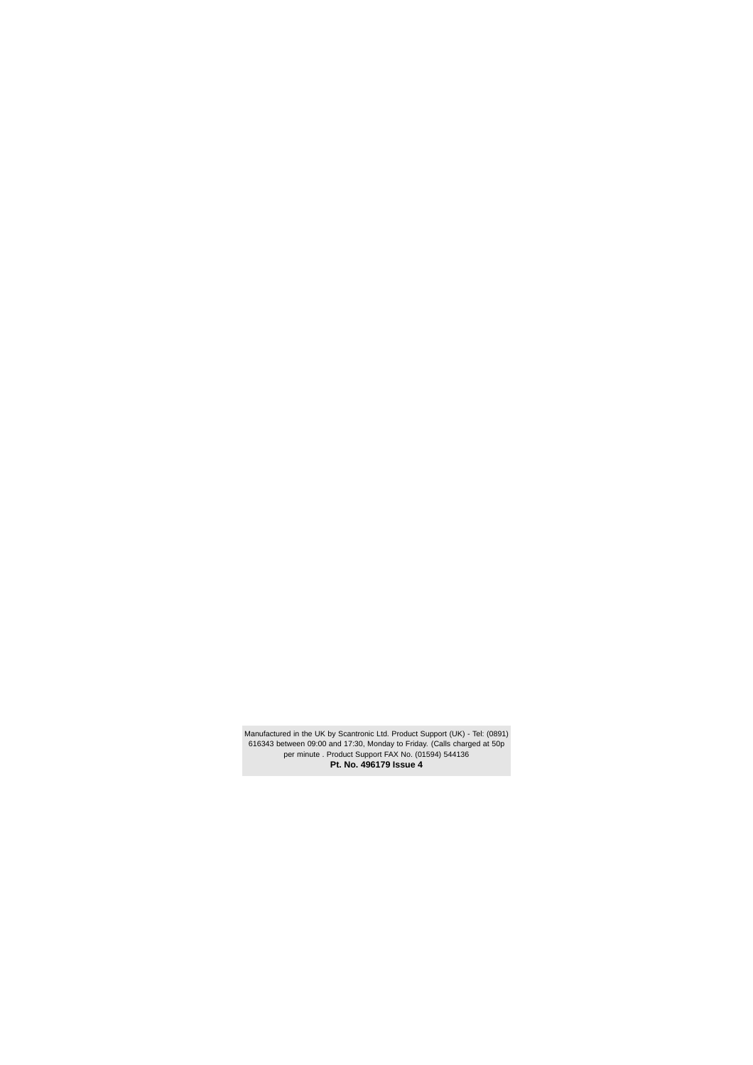Manufactured in the UK by Scantronic Ltd. Product Support (UK) - Tel: (0891) 616343 between 09:00 and 17:30, Monday to Friday. (Calls charged at 50p per minute . Product Support FAX No. (01594) 544136

**Pt. No. 496179 Issue 4**